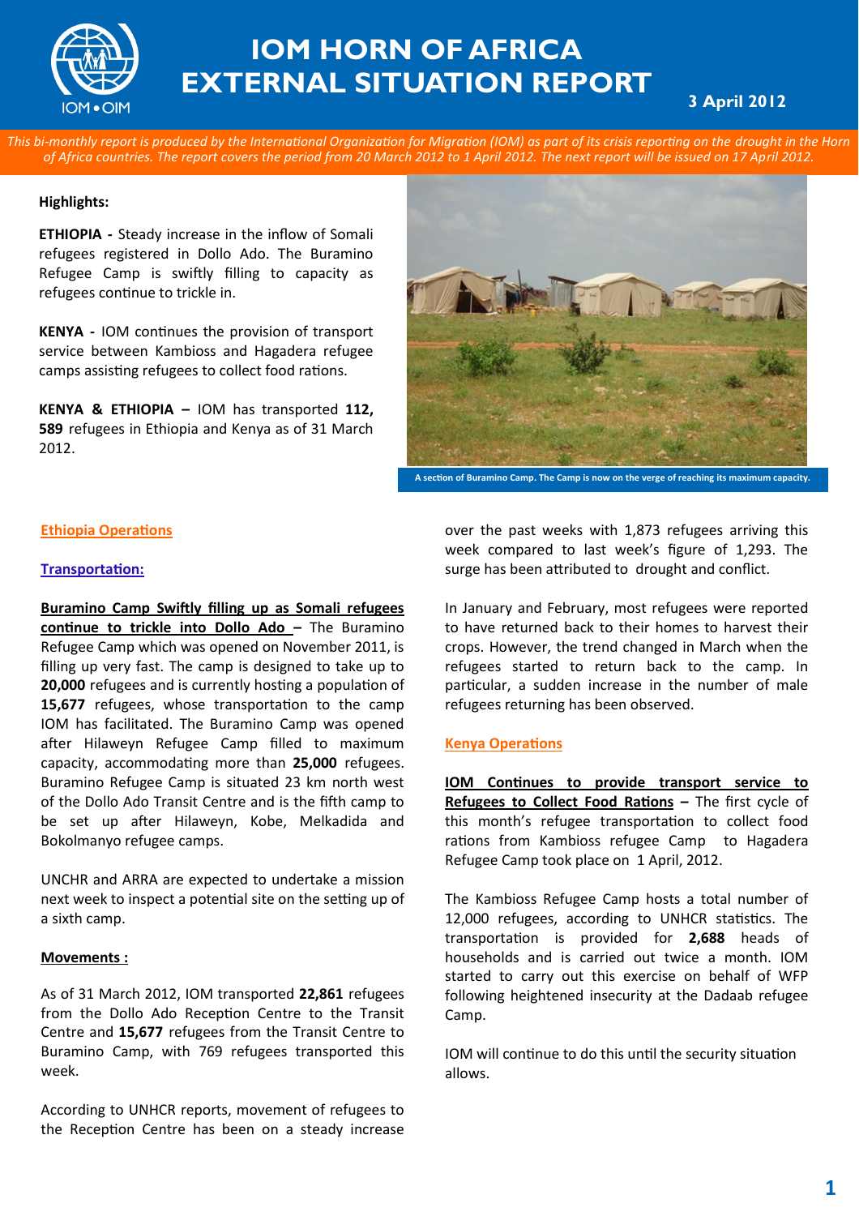# IOM HORN OF AFRICA EXTERNAL SITUATION REPORT

**3 April 2012**

*This bi-monthly report is produced by the International Organization for Migration (IOM) as part of its crisis reporting on the drought in the Horn of Africa countries. The report covers the period from 20 March 2012 to 1 April 2012. The next report will be issued on 17 April 2012.*

**Highlights:**

**ETHIOPIA -** Steady increase in the inflow of Somali refugees registered in Dollo Ado. The Buramino Refugee Camp is swiftly filling to capacity as refugees continue to trickle in.

**KENYA -** IOM continues the provision of transport service between Kambioss and Hagadera refugee camps assisting refugees to collect food rations.

**KENYA & ETHIOPIA –** IOM has transported **112, 589** refugees in Ethiopia and Kenya as of 31 March 2012.

A section of Buramino Camp. The Camp is now on the verge of reaching its maximum capacity.

## Ethiopia Operations

### Transportation:

**Buramino Camp Swiftly filling up as Somali refugees continue to trickle into Dollo Ado –** The Buramino Refugee Camp which was opened on November 2011, is filling up very fast. The camp is designed to take up to **20,000** refugees and is currently hosting a population of **15,677** refugees, whose transportation to the camp IOM has facilitated. The Buramino Camp was opened after Hilaweyn Refugee Camp filled to maximum capacity, accommodating more than **25,000** refugees. Buramino Refugee Camp is situated 23 km north west of the Dollo Ado Transit Centre and is the fifth camp to be set up after Hilaweyn, Kobe, Melkadida and Bokolmanyo refugee camps.

UNCHR and ARRA are expected to undertake a mission next week to inspect a potential site on the setting up of a sixth camp.

### Movements :

As of 31 March 2012, IOM transported **22,861** refugees from the Dollo Ado Reception Centre to the Transit Centre and **15,677** refugees from the Transit Centre to Buramino Camp, with 769 refugees transported this week.

According to UNHCR reports, movement of refugees to the Reception Centre has been on a steady increase over the past weeks with 1,873 refugees arriving this week compared to last week's figure of 1,293. The surge has been attributed to drought and conflict.

In January and February, most refugees were reported to have returned back to their homes to harvest their crops. However, the trend changed in March when the refugees started to return back to the camp. In particular, a sudden increase in the number of male refugees returning has been observed.

## Kenya Operations

**IOM Continues to provide transport service to Refugees to Collect Food Rations –** The first cycle of this month's refugee transportation to collect food rations from Kambioss refugee Camp to Hagadera Refugee Camp took place on 1 April, 2012.

The Kambioss Refugee Camp hosts a total number of 12,000 refugees, according to UNHCR statistics. The transportation is provided for **2,688** heads of households and is carried out twice a month. IOM started to carry out this exercise on behalf of WFP following heightened insecurity at the Dadaab refugee Camp.

IOM will continue to do this until the security situation allows.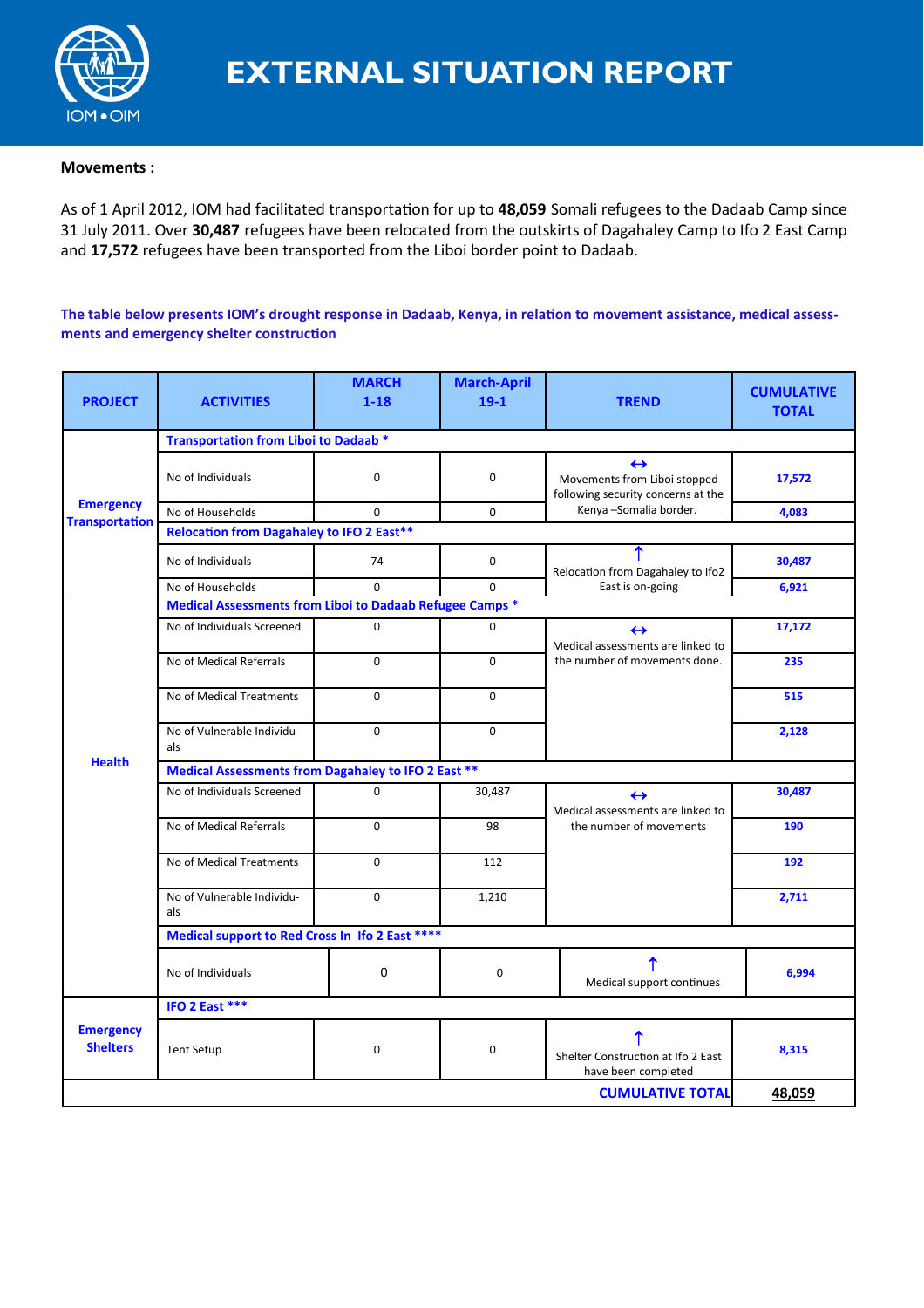# EXTERNAL SITUATION REPORT

**Movements :**

As of 1 April 2012, IOM had facilitated transportation for up to **48,059** Somali refugees to the Dadaab Camp since 31 July 2011. Over **30,487** refugees have been relocated from the outskirts of Dagahaley Camp to Ifo 2 East Camp and **17,572** refugees have been transported from the Liboi border point to Dadaab.

**The table below presents IOM's drought response in Dadaab, Kenya, in relation to movement assistance, medical assessments and emergency shelter construction**

| PROJECT | ACTIVITIES | MARCH 1-18 | March-April 19-1 | TREND | CUMULATIVE TOTAL |
|---|---|---|---|---|---|
| Emergency Transportation | **Transportation from Liboi to Dadaab *** | | | | |
| | No of Individuals | 0 | 0 | ↔ Movements from Liboi stopped following security concerns at the Kenya –Somalia border. | 17,572 |
| | No of Households | 0 | 0 | | 4,083 |
| | **Relocation from Dagahaley to IFO 2 East**** | | | | |
| | No of Individuals | 74 | 0 | ↑ Relocation from Dagahaley to Ifo2 East is on-going | 30,487 |
| | No of Households | 0 | 0 | | 6,921 |
| Health | **Medical Assessments from Liboi to Dadaab Refugee Camps *** | | | | |
| | No of Individuals Screened | 0 | 0 | ↔ Medical assessments are linked to the number of movements done. | 17,172 |
| | No of Medical Referrals | 0 | 0 | | 235 |
| | No of Medical Treatments | 0 | 0 | | 515 |
| | No of Vulnerable Individuals | 0 | 0 | | 2,128 |
| | **Medical Assessments from Dagahaley to IFO 2 East **** | | | | |
| | No of Individuals Screened | 0 | 30,487 | ↔ Medical assessments are linked to the number of movements | 30,487 |
| | No of Medical Referrals | 0 | 98 | | 190 |
| | No of Medical Treatments | 0 | 112 | | 192 |
| | No of Vulnerable Individuals | 0 | 1,210 | | 2,711 |
| | **Medical support to Red Cross In Ifo 2 East ******** | | | | |
| | No of Individuals | 0 | 0 | ↑ Medical support continues | 6,994 |
| Emergency Shelters | **IFO 2 East ***** | | | | |
| | Tent Setup | 0 | 0 | ↑ Shelter Construction at Ifo 2 East have been completed | 8,315 |
| | | | | **CUMULATIVE TOTAL** | **48,059** |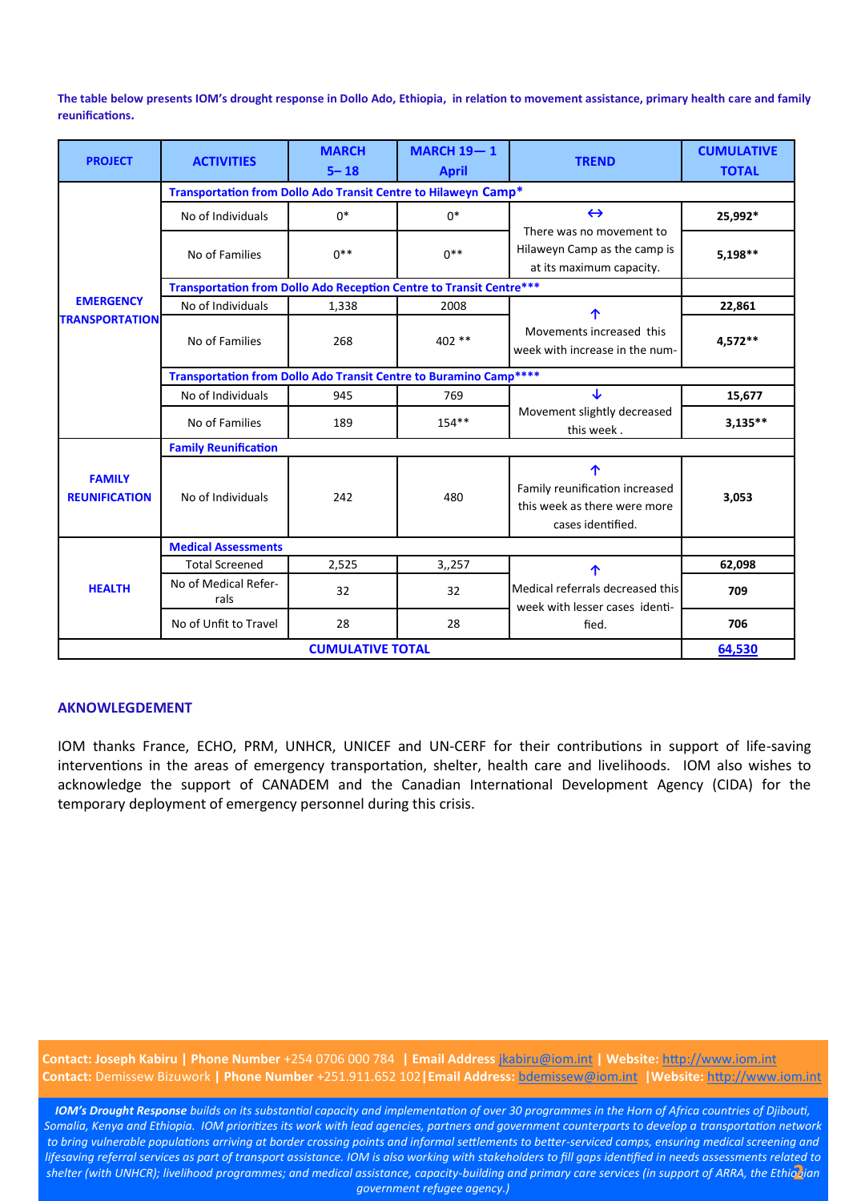**The table below presents IOM's drought response in Dollo Ado, Ethiopia, in relation to movement assistance, primary health care and family reunifications.**

| PROJECT | ACTIVITIES | MARCH 5– 18 | MARCH 19— 1 April | TREND | CUMULATIVE TOTAL |
|---|---|---|---|---|---|
| EMERGENCY TRANSPORTATION | **Transportation from Dollo Ado Transit Centre to Hilaweyn Camp*** | | | | |
| | No of Individuals | 0* | 0* | ↔ There was no movement to Hilaweyn Camp as the camp is at its maximum capacity. | **25,992*** |
| | No of Families | 0** | 0** | | **5,198**** |
| | **Transportation from Dollo Ado Reception Centre to Transit Centre***** | | | | |
| | No of Individuals | 1,338 | 2008 | ↑ Movements increased this week with increase in the num- | **22,861** |
| | No of Families | 268 | 402 ** | | **4,572**** |
| | **Transportation from Dollo Ado Transit Centre to Buramino Camp****** | | | | |
| | No of Individuals | 945 | 769 | ↓ Movement slightly decreased this week . | **15,677** |
| | No of Families | 189 | 154** | | **3,135**** |
| FAMILY REUNIFICATION | **Family Reunification** | | | | |
| | No of Individuals | 242 | 480 | ↑ Family reunification increased this week as there were more cases identified. | **3,053** |
| HEALTH | **Medical Assessments** | | | | |
| | Total Screened | 2,525 | 3,,257 | ↑ Medical referrals decreased this week with lesser cases identified. | **62,098** |
| | No of Medical Referrals | 32 | 32 | | **709** |
| | No of Unfit to Travel | 28 | 28 | | **706** |
| **CUMULATIVE TOTAL** | | | | | **64,530** |

## AKNOWLEGDEMENT

IOM thanks France, ECHO, PRM, UNHCR, UNICEF and UN-CERF for their contributions in support of life-saving interventions in the areas of emergency transportation, shelter, health care and livelihoods. IOM also wishes to acknowledge the support of CANADEM and the Canadian International Development Agency (CIDA) for the temporary deployment of emergency personnel during this crisis.

**Contact: Joseph Kabiru | Phone Number** +254 0706 000 784 **| Email Address** jkabiru@iom.int **| Website:** http://www.iom.int
**Contact:** Demissew Bizuwork **| Phone Number** +251.911.652 102**| Email Address:** bdemissew@iom.int **| Website:** http://www.iom.int

*IOM's Drought Response builds on its substantial capacity and implementation of over 30 programmes in the Horn of Africa countries of Djibouti, Somalia, Kenya and Ethiopia. IOM prioritizes its work with lead agencies, partners and government counterparts to develop a transportation network to bring vulnerable populations arriving at border crossing points and informal settlements to better-serviced camps, ensuring medical screening and lifesaving referral services as part of transport assistance. IOM is also working with stakeholders to fill gaps identified in needs assessments related to shelter (with UNHCR); livelihood programmes; and medical assistance, capacity-building and primary care services (in support of ARRA, the Ethiopian government refugee agency.)*